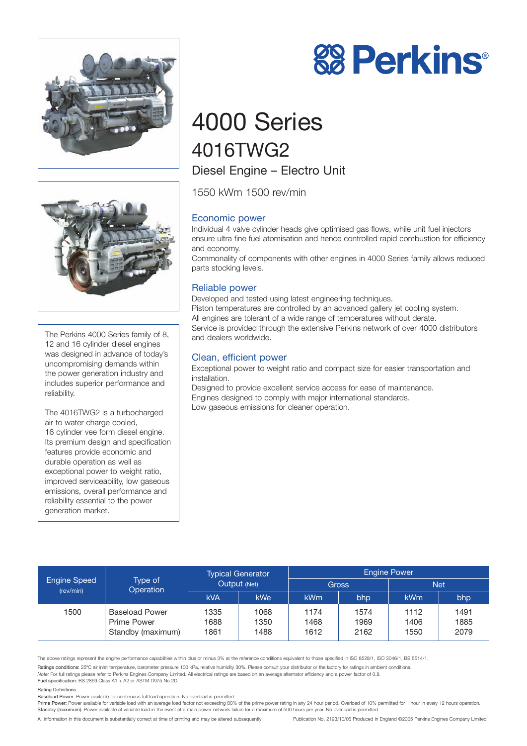# Perkins®

# 4000 Series

## 4016TWG2

### Diesel Engine – Electro Unit

1550 kWm 1500 rev/min

### Economic power

Individual 4 valve cylinder heads give optimised gas flows, while unit fuel injectors ensure ultra fine fuel atomisation and hence controlled rapid combustion for efficiency and economy.

Commonality of components with other engines in 4000 Series family allows reduced parts stocking levels.

### Reliable power

Developed and tested using latest engineering techniques.

Piston temperatures are controlled by an advanced gallery jet cooling system.

All engines are tolerant of a wide range of temperatures without derate.

Service is provided through the extensive Perkins network of over 4000 distributors and dealers worldwide.

### Clean, efficient power

Exceptional power to weight ratio and compact size for easier transportation and installation.

Designed to provide excellent service access for ease of maintenance.

Engines designed to comply with major international standards.

Low gaseous emissions for cleaner operation.

The Perkins 4000 Series family of 8, 12 and 16 cylinder diesel engines was designed in advance of today's uncompromising demands within the power generation industry and includes superior performance and reliability.

The 4016TWG2 is a turbocharged air to water charge cooled, 16 cylinder vee form diesel engine. Its premium design and specification features provide economic and durable operation as well as exceptional power to weight ratio, improved serviceability, low gaseous emissions, overall performance and reliability essential to the power generation market.

| Engine Speed (rev/min) | Type of Operation | Typical Generator Output (Net) | | Engine Power | | | |
|---|---|---|---|---|---|---|---|
| | | | | Gross | | Net | |
| | | kVA | kWe | kWm | bhp | kWm | bhp |
| 1500 | Baseload Power | 1335 | 1068 | 1174 | 1574 | 1112 | 1491 |
| | Prime Power | 1688 | 1350 | 1468 | 1969 | 1406 | 1885 |
| | Standby (maximum) | 1861 | 1488 | 1612 | 2162 | 1550 | 2079 |

The above ratings represent the engine performance capabilities within plus or minus 3% at the reference conditions equivalent to those specified in ISO 8528/1, ISO 3046/1, BS 5514/1.

**Ratings conditions:** 25ºC air inlet temperature, barometer pressure 100 kPa, relative humidity 30%. Please consult your distributor or the factory for ratings in ambient conditions.

*Note:* For full ratings please refer to Perkins Engines Company Limited. All electrical ratings are based on an average alternator efficiency and a power factor of 0.8.

**Fuel specification:** BS 2869 Class A1 + A2 or ASTM D975 No 2D.

**Rating Definitions**

**Baseload Power:** Power available for continuous full load operation. No overload is permitted.

**Prime Power:** Power available for variable load with an average load factor not exceeding 80% of the prime power rating in any 24 hour period. Overload of 10% permitted for 1 hour in every 12 hours operation.

**Standby (maximum):** Power available at variable load in the event of a main power network failure for a maximum of 500 hours per year. No overload is permitted.

All information in this document is substantially correct at time of printing and may be altered subsequently

Publication No. 2193/10/05 Produced in England ©2005 Perkins Engines Company Limited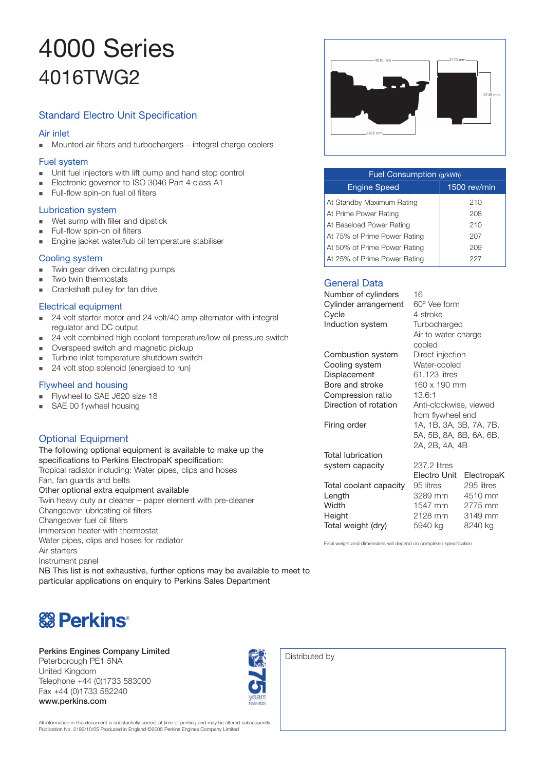# 4000 Series

## 4016TWG2

## Standard Electro Unit Specification

### Air inlet

- Mounted air filters and turbochargers – integral charge coolers

### Fuel system

- Unit fuel injectors with lift pump and hand stop control
- Electronic governor to ISO 3046 Part 4 class A1
- Full-flow spin-on fuel oil filters

### Lubrication system

- Wet sump with filler and dipstick
- Full-flow spin-on oil filters
- Engine jacket water/lub oil temperature stabiliser

### Cooling system

- Twin gear driven circulating pumps
- Two twin thermostats
- Crankshaft pulley for fan drive

### Electrical equipment

- 24 volt starter motor and 24 volt/40 amp alternator with integral regulator and DC output
- 24 volt combined high coolant temperature/low oil pressure switch
- Overspeed switch and magnetic pickup
- Turbine inlet temperature shutdown switch
- 24 volt stop solenoid (energised to run)

### Flywheel and housing

- Flywheel to SAE J620 size 18
- SAE 00 flywheel housing

## Optional Equipment

The following optional equipment is available to make up the specifications to Perkins ElectropaK specification:
Tropical radiator including: Water pipes, clips and hoses
Fan, fan guards and belts
Other optional extra equipment available
Twin heavy duty air cleaner – paper element with pre-cleaner
Changeover lubricating oil filters
Changeover fuel oil filters
Immersion heater with thermostat
Water pipes, clips and hoses for radiator
Air starters
Instrument panel
NB This list is not exhaustive, further options may be available to meet to particular applications on enquiry to Perkins Sales Department

4510 mm
2775 mm
3149 mm
3872 mm

| Fuel Consumption (g/kWh) | |
|---|---|
| Engine Speed | 1500 rev/min |
| At Standby Maximum Rating | 210 |
| At Prime Power Rating | 208 |
| At Baseload Power Rating | 210 |
| At 75% of Prime Power Rating | 207 |
| At 50% of Prime Power Rating | 209 |
| At 25% of Prime Power Rating | 227 |

## General Data

| | | |
|---|---|---|
| Number of cylinders | 16 | |
| Cylinder arrangement | 60º Vee form | |
| Cycle | 4 stroke | |
| Induction system | Turbocharged Air to water charge cooled | |
| Combustion system | Direct injection | |
| Cooling system | Water-cooled | |
| Displacement | 61.123 litres | |
| Bore and stroke | 160 x 190 mm | |
| Compression ratio | 13.6:1 | |
| Direction of rotation | Anti-clockwise, viewed from flywheel end | |
| Firing order | 1A, 1B, 3A, 3B, 7A, 7B, 5A, 5B, 8A, 8B, 6A, 6B, 2A, 2B, 4A, 4B | |
| Total lubrication system capacity | 237.2 litres | |
| | Electro Unit | ElectropaK |
| Total coolant capacity | 95 litres | 295 litres |
| Length | 3289 mm | 4510 mm |
| Width | 1547 mm | 2775 mm |
| Height | 2128 mm | 3149 mm |
| Total weight (dry) | 5940 kg | 8240 kg |

Final weight and dimensions will depend on completed specification

Perkins

**Perkins Engines Company Limited**
Peterborough PE1 5NA
United Kingdom
Telephone +44 (0)1733 583000
Fax +44 (0)1733 582240
**www.perkins.com**

75 years 1932-2007

Distributed by

All information in this document is substantially correct at time of printing and may be altered subsequently
Publication No. 2193/10/05 Produced in England ©2005 Perkins Engines Company Limited